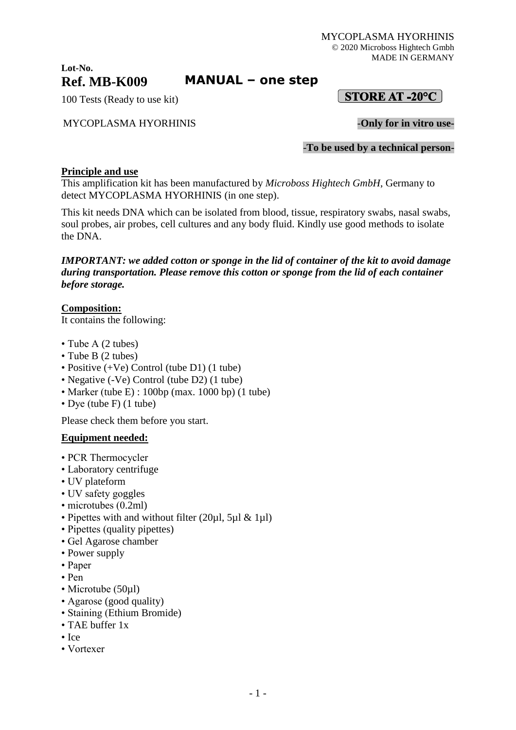MYCOPLASMA HYORHINIS
© 2020 Microboss Hightech Gmbh
MADE IN GERMANY

**Lot-No.**

# Ref. MB-K009 MANUAL – one step

100 Tests (Ready to use kit)

**STORE AT -20°C**

MYCOPLASMA HYORHINIS

**-Only for in vitro use-**

**-To be used by a technical person-**

## Principle and use

This amplification kit has been manufactured by *Microboss Hightech GmbH*, Germany to detect MYCOPLASMA HYORHINIS (in one step).

This kit needs DNA which can be isolated from blood, tissue, respiratory swabs, nasal swabs, soul probes, air probes, cell cultures and any body fluid. Kindly use good methods to isolate the DNA.

***IMPORTANT: we added cotton or sponge in the lid of container of the kit to avoid damage during transportation. Please remove this cotton or sponge from the lid of each container before storage.***

## Composition:

It contains the following:

- Tube A (2 tubes)
- Tube B (2 tubes)
- Positive (+Ve) Control (tube D1) (1 tube)
- Negative (-Ve) Control (tube D2) (1 tube)
- Marker (tube E) : 100bp (max. 1000 bp) (1 tube)
- Dye (tube F) (1 tube)

Please check them before you start.

## Equipment needed:

- PCR Thermocycler
- Laboratory centrifuge
- UV plateform
- UV safety goggles
- microtubes (0.2ml)
- Pipettes with and without filter (20µl, 5µl & 1µl)
- Pipettes (quality pipettes)
- Gel Agarose chamber
- Power supply
- Paper
- Pen
- Microtube (50µl)
- Agarose (good quality)
- Staining (Ethium Bromide)
- TAE buffer 1x
- Ice
- Vortexer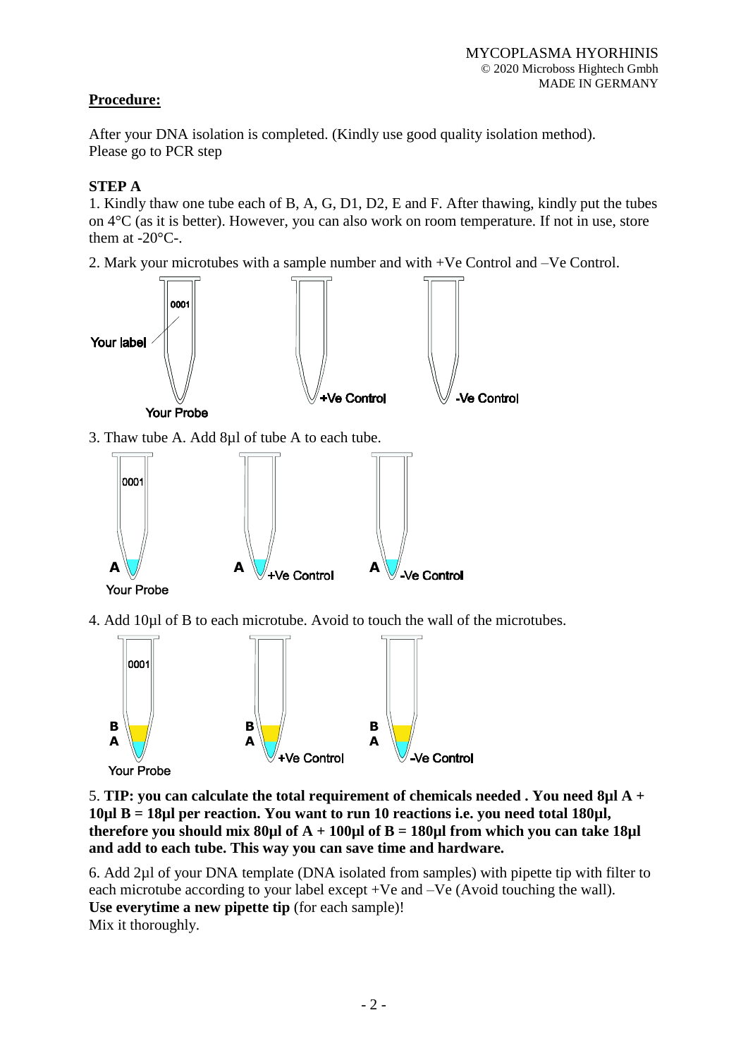## **Procedure:**

After your DNA isolation is completed. (Kindly use good quality isolation method).
Please go to PCR step

### **STEP A**

1. Kindly thaw one tube each of B, A, G, D1, D2, E and F. After thawing, kindly put the tubes on 4°C (as it is better). However, you can also work on room temperature. If not in use, store them at -20°C-.

2. Mark your microtubes with a sample number and with +Ve Control and –Ve Control.

3. Thaw tube A. Add 8µl of tube A to each tube.

4. Add 10µl of B to each microtube. Avoid to touch the wall of the microtubes.

5. **TIP: you can calculate the total requirement of chemicals needed . You need 8µl A + 10µl B = 18µl per reaction. You want to run 10 reactions i.e. you need total 180µl, therefore you should mix 80µl of A + 100µl of B = 180µl from which you can take 18µl and add to each tube. This way you can save time and hardware.**

6. Add 2µl of your DNA template (DNA isolated from samples) with pipette tip with filter to each microtube according to your label except +Ve and –Ve (Avoid touching the wall).
**Use everytime a new pipette tip** (for each sample)!
Mix it thoroughly.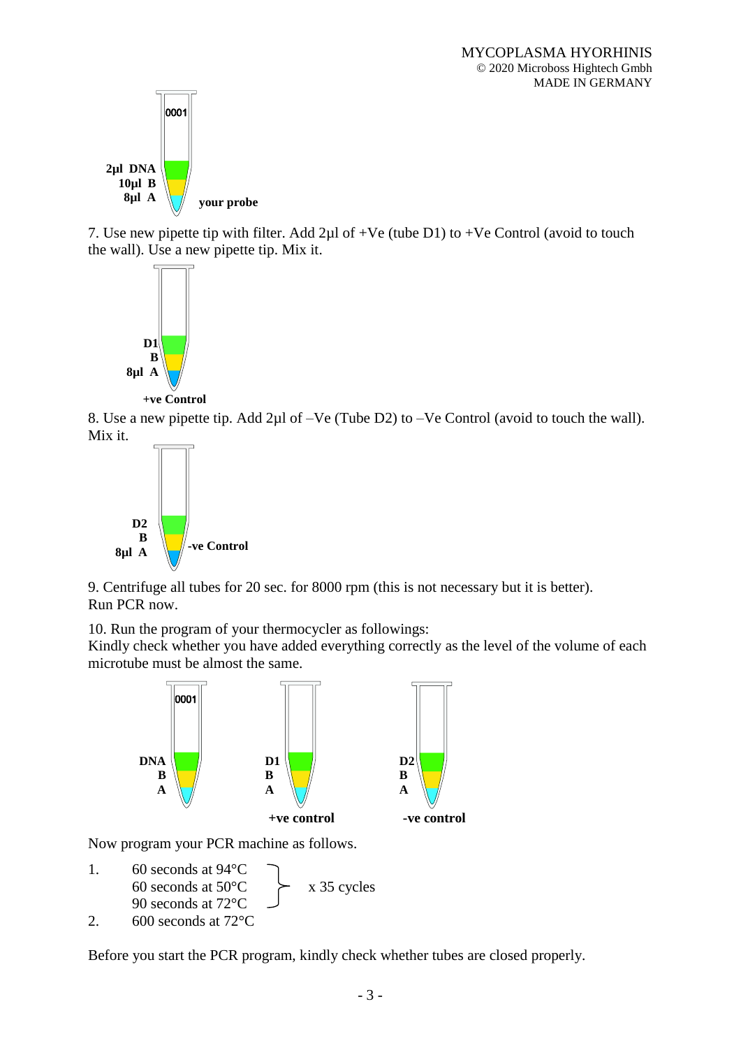7. Use new pipette tip with filter. Add 2µl of +Ve (tube D1) to +Ve Control (avoid to touch the wall). Use a new pipette tip. Mix it.

8. Use a new pipette tip. Add 2µl of –Ve (Tube D2) to –Ve Control (avoid to touch the wall). Mix it.

9. Centrifuge all tubes for 20 sec. for 8000 rpm (this is not necessary but it is better). Run PCR now.

10. Run the program of your thermocycler as followings:
Kindly check whether you have added everything correctly as the level of the volume of each microtube must be almost the same.

Now program your PCR machine as follows.

1. 60 seconds at 94°C
   60 seconds at 50°C   x 35 cycles
   90 seconds at 72°C
2. 600 seconds at 72°C

Before you start the PCR program, kindly check whether tubes are closed properly.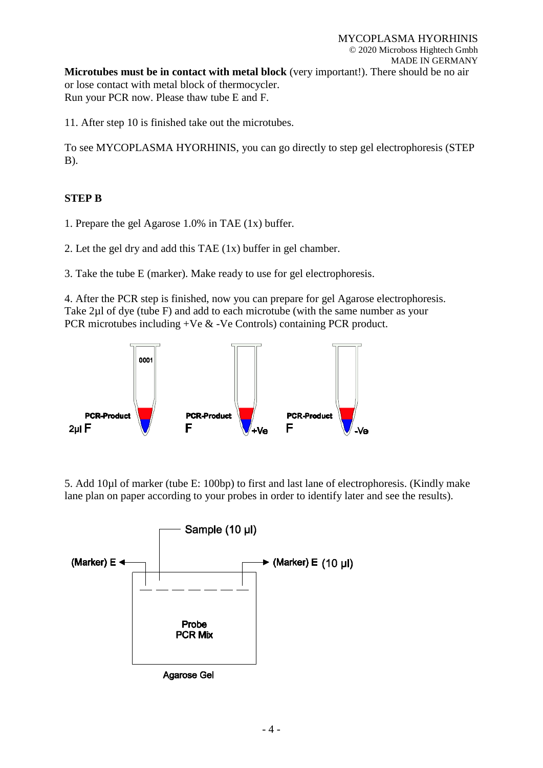**Microtubes must be in contact with metal block** (very important!). There should be no air or lose contact with metal block of thermocycler.
Run your PCR now. Please thaw tube E and F.

11. After step 10 is finished take out the microtubes.

To see MYCOPLASMA HYORHINIS, you can go directly to step gel electrophoresis (STEP B).

**STEP B**

1. Prepare the gel Agarose 1.0% in TAE (1x) buffer.

2. Let the gel dry and add this TAE (1x) buffer in gel chamber.

3. Take the tube E (marker). Make ready to use for gel electrophoresis.

4. After the PCR step is finished, now you can prepare for gel Agarose electrophoresis. Take 2µl of dye (tube F) and add to each microtube (with the same number as your PCR microtubes including +Ve & -Ve Controls) containing PCR product.

0001

PCR-Product 2µl F

PCR-Product F +Ve

PCR-Product F -Ve

5. Add 10µl of marker (tube E: 100bp) to first and last lane of electrophoresis. (Kindly make lane plan on paper according to your probes in order to identify later and see the results).

Sample (10 µl)

(Marker) E

(Marker) E (10 µl)

Probe
PCR Mix

Agarose Gel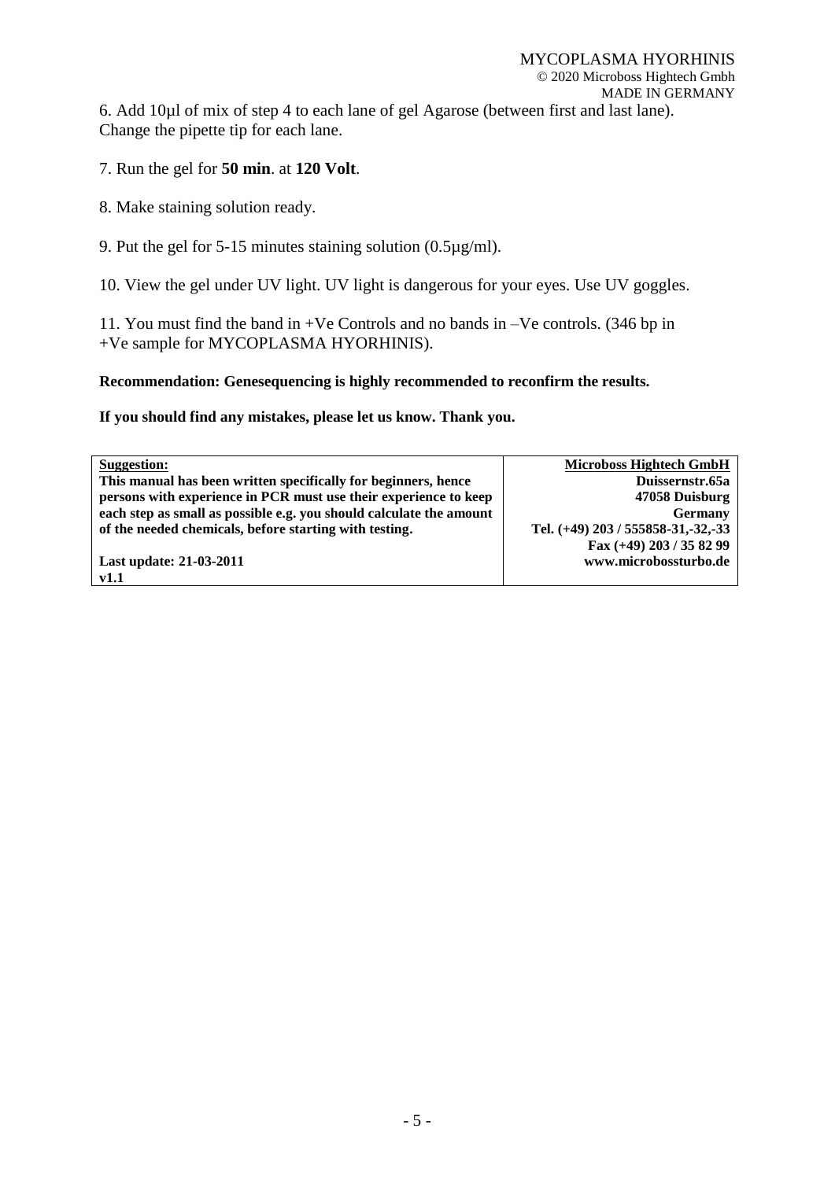6. Add 10µl of mix of step 4 to each lane of gel Agarose (between first and last lane). Change the pipette tip for each lane.

7. Run the gel for **50 min**. at **120 Volt**.

8. Make staining solution ready.

9. Put the gel for 5-15 minutes staining solution (0.5µg/ml).

10. View the gel under UV light. UV light is dangerous for your eyes. Use UV goggles.

11. You must find the band in +Ve Controls and no bands in –Ve controls. (346 bp in +Ve sample for MYCOPLASMA HYORHINIS).

**Recommendation: Genesequencing is highly recommended to reconfirm the results.**

**If you should find any mistakes, please let us know. Thank you.**

| | |
|---|---|
| **Suggestion:**<br>**This manual has been written specifically for beginners, hence persons with experience in PCR must use their experience to keep each step as small as possible e.g. you should calculate the amount of the needed chemicals, before starting with testing.**<br><br>**Last update: 21-03-2011**<br>**v1.1** | **Microboss Hightech GmbH**<br>**Duissernstr.65a**<br>**47058 Duisburg**<br>**Germany**<br>**Tel. (+49) 203 / 555858-31,-32,-33**<br>**Fax (+49) 203 / 35 82 99**<br>**www.microbossturbo.de** |